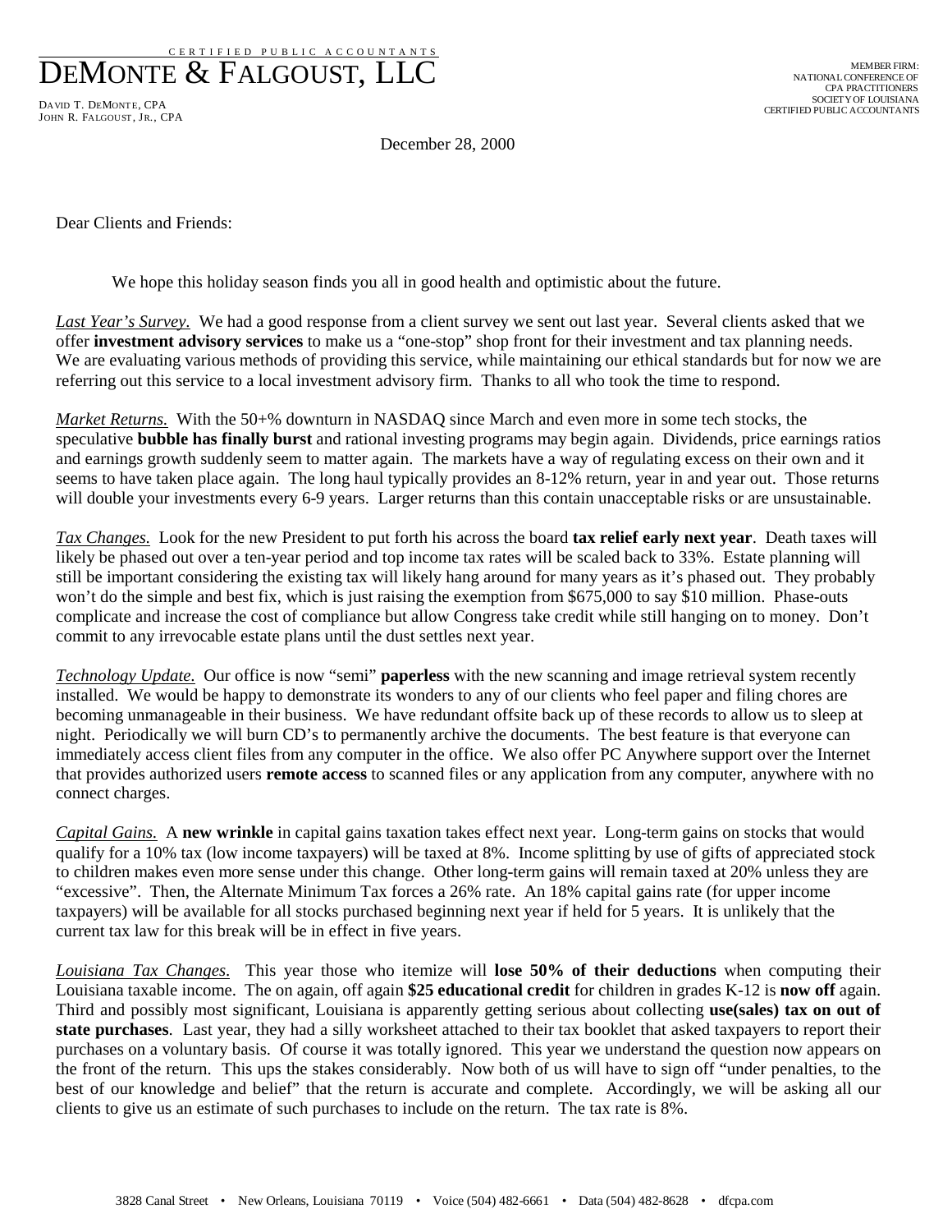CERTIFIED PUBLIC ACCOUNTANTS

# DEMONTE & FALGOUST, LLC

DAVID T. DEMONTE, CPA
JOHN R. FALGOUST, JR., CPA

MEMBER FIRM:
NATIONAL CONFERENCE OF
CPA PRACTITIONERS
SOCIETY OF LOUISIANA
CERTIFIED PUBLIC ACCOUNTANTS

December 28, 2000

Dear Clients and Friends:

We hope this holiday season finds you all in good health and optimistic about the future.

*Last Year's Survey.* We had a good response from a client survey we sent out last year. Several clients asked that we offer **investment advisory services** to make us a "one-stop" shop front for their investment and tax planning needs. We are evaluating various methods of providing this service, while maintaining our ethical standards but for now we are referring out this service to a local investment advisory firm. Thanks to all who took the time to respond.

*Market Returns.* With the 50+% downturn in NASDAQ since March and even more in some tech stocks, the speculative **bubble has finally burst** and rational investing programs may begin again. Dividends, price earnings ratios and earnings growth suddenly seem to matter again. The markets have a way of regulating excess on their own and it seems to have taken place again. The long haul typically provides an 8-12% return, year in and year out. Those returns will double your investments every 6-9 years. Larger returns than this contain unacceptable risks or are unsustainable.

*Tax Changes.* Look for the new President to put forth his across the board **tax relief early next year**. Death taxes will likely be phased out over a ten-year period and top income tax rates will be scaled back to 33%. Estate planning will still be important considering the existing tax will likely hang around for many years as it's phased out. They probably won't do the simple and best fix, which is just raising the exemption from $675,000 to say $10 million. Phase-outs complicate and increase the cost of compliance but allow Congress take credit while still hanging on to money. Don't commit to any irrevocable estate plans until the dust settles next year.

*Technology Update.* Our office is now "semi" **paperless** with the new scanning and image retrieval system recently installed. We would be happy to demonstrate its wonders to any of our clients who feel paper and filing chores are becoming unmanageable in their business. We have redundant offsite back up of these records to allow us to sleep at night. Periodically we will burn CD's to permanently archive the documents. The best feature is that everyone can immediately access client files from any computer in the office. We also offer PC Anywhere support over the Internet that provides authorized users **remote access** to scanned files or any application from any computer, anywhere with no connect charges.

*Capital Gains.* A **new wrinkle** in capital gains taxation takes effect next year. Long-term gains on stocks that would qualify for a 10% tax (low income taxpayers) will be taxed at 8%. Income splitting by use of gifts of appreciated stock to children makes even more sense under this change. Other long-term gains will remain taxed at 20% unless they are "excessive". Then, the Alternate Minimum Tax forces a 26% rate. An 18% capital gains rate (for upper income taxpayers) will be available for all stocks purchased beginning next year if held for 5 years. It is unlikely that the current tax law for this break will be in effect in five years.

*Louisiana Tax Changes.* This year those who itemize will **lose 50% of their deductions** when computing their Louisiana taxable income. The on again, off again **$25 educational credit** for children in grades K-12 is **now off** again. Third and possibly most significant, Louisiana is apparently getting serious about collecting **use(sales) tax on out of state purchases**. Last year, they had a silly worksheet attached to their tax booklet that asked taxpayers to report their purchases on a voluntary basis. Of course it was totally ignored. This year we understand the question now appears on the front of the return. This ups the stakes considerably. Now both of us will have to sign off "under penalties, to the best of our knowledge and belief" that the return is accurate and complete. Accordingly, we will be asking all our clients to give us an estimate of such purchases to include on the return. The tax rate is 8%.

3828 Canal Street • New Orleans, Louisiana 70119 • Voice (504) 482-6661 • Data (504) 482-8628 • dfcpa.com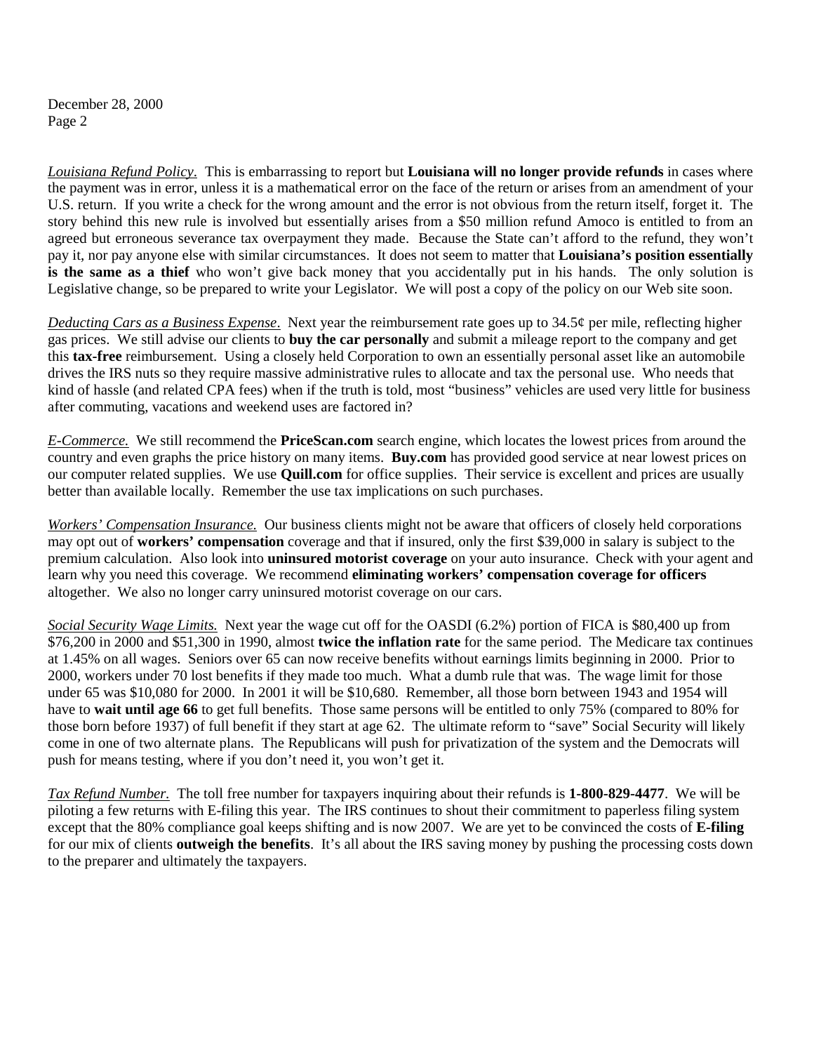*Louisiana Refund Policy*. This is embarrassing to report but **Louisiana will no longer provide refunds** in cases where the payment was in error, unless it is a mathematical error on the face of the return or arises from an amendment of your U.S. return. If you write a check for the wrong amount and the error is not obvious from the return itself, forget it. The story behind this new rule is involved but essentially arises from a $50 million refund Amoco is entitled to from an agreed but erroneous severance tax overpayment they made. Because the State can't afford to the refund, they won't pay it, nor pay anyone else with similar circumstances. It does not seem to matter that **Louisiana's position essentially is the same as a thief** who won't give back money that you accidentally put in his hands. The only solution is Legislative change, so be prepared to write your Legislator. We will post a copy of the policy on our Web site soon.

*Deducting Cars as a Business Expense*. Next year the reimbursement rate goes up to 34.5¢ per mile, reflecting higher gas prices. We still advise our clients to **buy the car personally** and submit a mileage report to the company and get this **tax-free** reimbursement. Using a closely held Corporation to own an essentially personal asset like an automobile drives the IRS nuts so they require massive administrative rules to allocate and tax the personal use. Who needs that kind of hassle (and related CPA fees) when if the truth is told, most "business" vehicles are used very little for business after commuting, vacations and weekend uses are factored in?

*E-Commerce.* We still recommend the **PriceScan.com** search engine, which locates the lowest prices from around the country and even graphs the price history on many items. **Buy.com** has provided good service at near lowest prices on our computer related supplies. We use **Quill.com** for office supplies. Their service is excellent and prices are usually better than available locally. Remember the use tax implications on such purchases.

*Workers' Compensation Insurance.* Our business clients might not be aware that officers of closely held corporations may opt out of **workers' compensation** coverage and that if insured, only the first $39,000 in salary is subject to the premium calculation. Also look into **uninsured motorist coverage** on your auto insurance. Check with your agent and learn why you need this coverage. We recommend **eliminating workers' compensation coverage for officers** altogether. We also no longer carry uninsured motorist coverage on our cars.

*Social Security Wage Limits.* Next year the wage cut off for the OASDI (6.2%) portion of FICA is $80,400 up from $76,200 in 2000 and $51,300 in 1990, almost **twice the inflation rate** for the same period. The Medicare tax continues at 1.45% on all wages. Seniors over 65 can now receive benefits without earnings limits beginning in 2000. Prior to 2000, workers under 70 lost benefits if they made too much. What a dumb rule that was. The wage limit for those under 65 was $10,080 for 2000. In 2001 it will be $10,680. Remember, all those born between 1943 and 1954 will have to **wait until age 66** to get full benefits. Those same persons will be entitled to only 75% (compared to 80% for those born before 1937) of full benefit if they start at age 62. The ultimate reform to "save" Social Security will likely come in one of two alternate plans. The Republicans will push for privatization of the system and the Democrats will push for means testing, where if you don't need it, you won't get it.

*Tax Refund Number.* The toll free number for taxpayers inquiring about their refunds is **1-800-829-4477**. We will be piloting a few returns with E-filing this year. The IRS continues to shout their commitment to paperless filing system except that the 80% compliance goal keeps shifting and is now 2007. We are yet to be convinced the costs of **E-filing** for our mix of clients **outweigh the benefits**. It's all about the IRS saving money by pushing the processing costs down to the preparer and ultimately the taxpayers.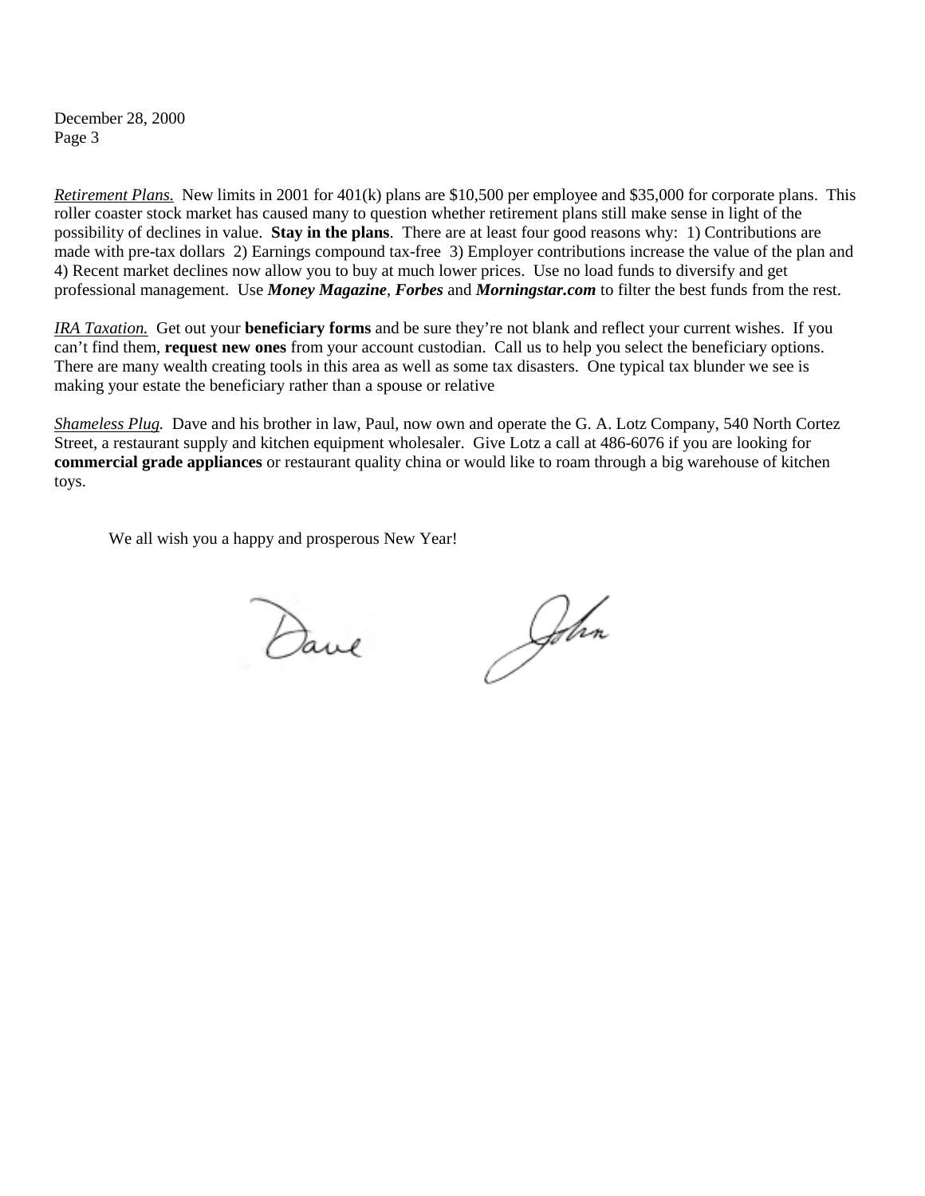*<u>Retirement Plans.</u>* New limits in 2001 for 401(k) plans are $10,500 per employee and $35,000 for corporate plans. This roller coaster stock market has caused many to question whether retirement plans still make sense in light of the possibility of declines in value. **Stay in the plans**. There are at least four good reasons why: 1) Contributions are made with pre-tax dollars 2) Earnings compound tax-free 3) Employer contributions increase the value of the plan and 4) Recent market declines now allow you to buy at much lower prices. Use no load funds to diversify and get professional management. Use ***Money Magazine***, ***Forbes*** and ***Morningstar.com*** to filter the best funds from the rest.

*<u>IRA Taxation.</u>* Get out your **beneficiary forms** and be sure they're not blank and reflect your current wishes. If you can't find them, **request new ones** from your account custodian. Call us to help you select the beneficiary options. There are many wealth creating tools in this area as well as some tax disasters. One typical tax blunder we see is making your estate the beneficiary rather than a spouse or relative

*<u>Shameless Plug.</u>* Dave and his brother in law, Paul, now own and operate the G. A. Lotz Company, 540 North Cortez Street, a restaurant supply and kitchen equipment wholesaler. Give Lotz a call at 486-6076 if you are looking for **commercial grade appliances** or restaurant quality china or would like to roam through a big warehouse of kitchen toys.

We all wish you a happy and prosperous New Year!

Dave John